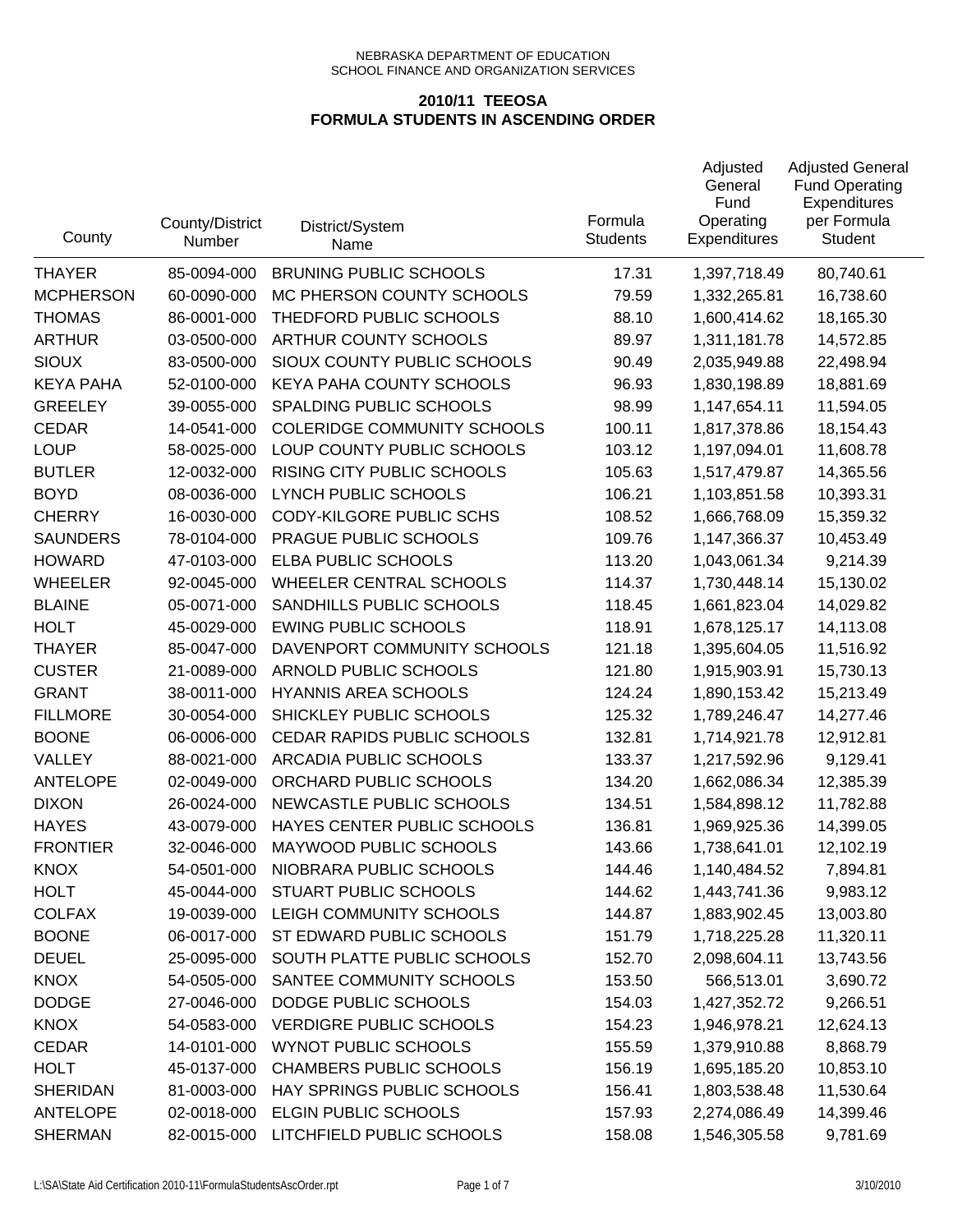NEBRASKA DEPARTMENT OF EDUCATION
SCHOOL FINANCE AND ORGANIZATION SERVICES

## 2010/11 TEEOSA
## FORMULA STUDENTS IN ASCENDING ORDER

| County | County/District Number | District/System Name | Formula Students | Adjusted General Fund Operating Expenditures | Adjusted General Fund Operating Expenditures per Formula Student |
|---|---|---|---|---|---|
| THAYER | 85-0094-000 | BRUNING PUBLIC SCHOOLS | 17.31 | 1,397,718.49 | 80,740.61 |
| MCPHERSON | 60-0090-000 | MC PHERSON COUNTY SCHOOLS | 79.59 | 1,332,265.81 | 16,738.60 |
| THOMAS | 86-0001-000 | THEDFORD PUBLIC SCHOOLS | 88.10 | 1,600,414.62 | 18,165.30 |
| ARTHUR | 03-0500-000 | ARTHUR COUNTY SCHOOLS | 89.97 | 1,311,181.78 | 14,572.85 |
| SIOUX | 83-0500-000 | SIOUX COUNTY PUBLIC SCHOOLS | 90.49 | 2,035,949.88 | 22,498.94 |
| KEYA PAHA | 52-0100-000 | KEYA PAHA COUNTY SCHOOLS | 96.93 | 1,830,198.89 | 18,881.69 |
| GREELEY | 39-0055-000 | SPALDING PUBLIC SCHOOLS | 98.99 | 1,147,654.11 | 11,594.05 |
| CEDAR | 14-0541-000 | COLERIDGE COMMUNITY SCHOOLS | 100.11 | 1,817,378.86 | 18,154.43 |
| LOUP | 58-0025-000 | LOUP COUNTY PUBLIC SCHOOLS | 103.12 | 1,197,094.01 | 11,608.78 |
| BUTLER | 12-0032-000 | RISING CITY PUBLIC SCHOOLS | 105.63 | 1,517,479.87 | 14,365.56 |
| BOYD | 08-0036-000 | LYNCH PUBLIC SCHOOLS | 106.21 | 1,103,851.58 | 10,393.31 |
| CHERRY | 16-0030-000 | CODY-KILGORE PUBLIC SCHS | 108.52 | 1,666,768.09 | 15,359.32 |
| SAUNDERS | 78-0104-000 | PRAGUE PUBLIC SCHOOLS | 109.76 | 1,147,366.37 | 10,453.49 |
| HOWARD | 47-0103-000 | ELBA PUBLIC SCHOOLS | 113.20 | 1,043,061.34 | 9,214.39 |
| WHEELER | 92-0045-000 | WHEELER CENTRAL SCHOOLS | 114.37 | 1,730,448.14 | 15,130.02 |
| BLAINE | 05-0071-000 | SANDHILLS PUBLIC SCHOOLS | 118.45 | 1,661,823.04 | 14,029.82 |
| HOLT | 45-0029-000 | EWING PUBLIC SCHOOLS | 118.91 | 1,678,125.17 | 14,113.08 |
| THAYER | 85-0047-000 | DAVENPORT COMMUNITY SCHOOLS | 121.18 | 1,395,604.05 | 11,516.92 |
| CUSTER | 21-0089-000 | ARNOLD PUBLIC SCHOOLS | 121.80 | 1,915,903.91 | 15,730.13 |
| GRANT | 38-0011-000 | HYANNIS AREA SCHOOLS | 124.24 | 1,890,153.42 | 15,213.49 |
| FILLMORE | 30-0054-000 | SHICKLEY PUBLIC SCHOOLS | 125.32 | 1,789,246.47 | 14,277.46 |
| BOONE | 06-0006-000 | CEDAR RAPIDS PUBLIC SCHOOLS | 132.81 | 1,714,921.78 | 12,912.81 |
| VALLEY | 88-0021-000 | ARCADIA PUBLIC SCHOOLS | 133.37 | 1,217,592.96 | 9,129.41 |
| ANTELOPE | 02-0049-000 | ORCHARD PUBLIC SCHOOLS | 134.20 | 1,662,086.34 | 12,385.39 |
| DIXON | 26-0024-000 | NEWCASTLE PUBLIC SCHOOLS | 134.51 | 1,584,898.12 | 11,782.88 |
| HAYES | 43-0079-000 | HAYES CENTER PUBLIC SCHOOLS | 136.81 | 1,969,925.36 | 14,399.05 |
| FRONTIER | 32-0046-000 | MAYWOOD PUBLIC SCHOOLS | 143.66 | 1,738,641.01 | 12,102.19 |
| KNOX | 54-0501-000 | NIOBRARA PUBLIC SCHOOLS | 144.46 | 1,140,484.52 | 7,894.81 |
| HOLT | 45-0044-000 | STUART PUBLIC SCHOOLS | 144.62 | 1,443,741.36 | 9,983.12 |
| COLFAX | 19-0039-000 | LEIGH COMMUNITY SCHOOLS | 144.87 | 1,883,902.45 | 13,003.80 |
| BOONE | 06-0017-000 | ST EDWARD PUBLIC SCHOOLS | 151.79 | 1,718,225.28 | 11,320.11 |
| DEUEL | 25-0095-000 | SOUTH PLATTE PUBLIC SCHOOLS | 152.70 | 2,098,604.11 | 13,743.56 |
| KNOX | 54-0505-000 | SANTEE COMMUNITY SCHOOLS | 153.50 | 566,513.01 | 3,690.72 |
| DODGE | 27-0046-000 | DODGE PUBLIC SCHOOLS | 154.03 | 1,427,352.72 | 9,266.51 |
| KNOX | 54-0583-000 | VERDIGRE PUBLIC SCHOOLS | 154.23 | 1,946,978.21 | 12,624.13 |
| CEDAR | 14-0101-000 | WYNOT PUBLIC SCHOOLS | 155.59 | 1,379,910.88 | 8,868.79 |
| HOLT | 45-0137-000 | CHAMBERS PUBLIC SCHOOLS | 156.19 | 1,695,185.20 | 10,853.10 |
| SHERIDAN | 81-0003-000 | HAY SPRINGS PUBLIC SCHOOLS | 156.41 | 1,803,538.48 | 11,530.64 |
| ANTELOPE | 02-0018-000 | ELGIN PUBLIC SCHOOLS | 157.93 | 2,274,086.49 | 14,399.46 |
| SHERMAN | 82-0015-000 | LITCHFIELD PUBLIC SCHOOLS | 158.08 | 1,546,305.58 | 9,781.69 |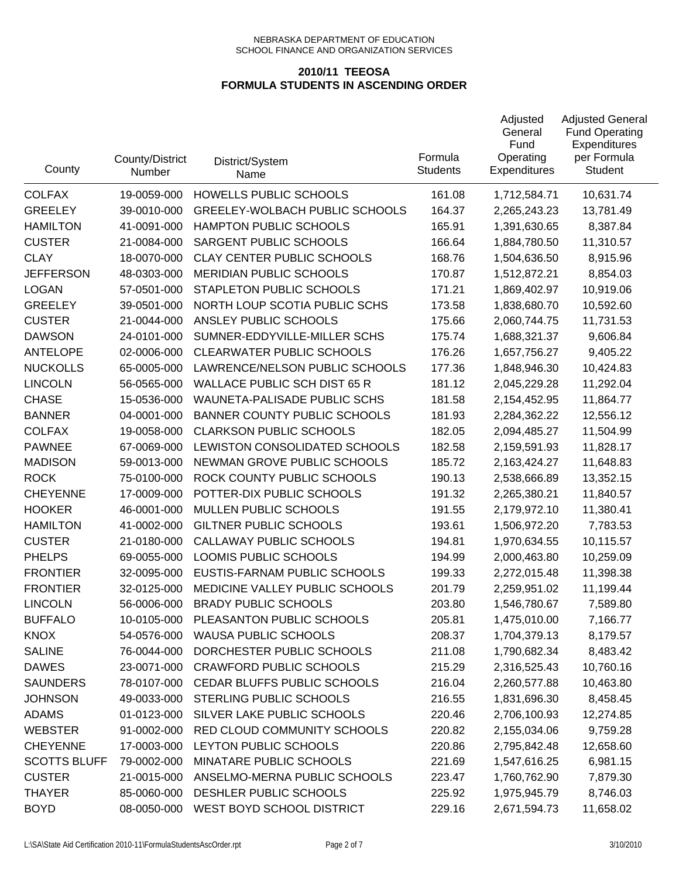NEBRASKA DEPARTMENT OF EDUCATION
SCHOOL FINANCE AND ORGANIZATION SERVICES

## 2010/11 TEEOSA
## FORMULA STUDENTS IN ASCENDING ORDER

| County | County/District Number | District/System Name | Formula Students | Adjusted General Fund Operating Expenditures | Adjusted General Fund Operating Expenditures per Formula Student |
|---|---|---|---|---|---|
| COLFAX | 19-0059-000 | HOWELLS PUBLIC SCHOOLS | 161.08 | 1,712,584.71 | 10,631.74 |
| GREELEY | 39-0010-000 | GREELEY-WOLBACH PUBLIC SCHOOLS | 164.37 | 2,265,243.23 | 13,781.49 |
| HAMILTON | 41-0091-000 | HAMPTON PUBLIC SCHOOLS | 165.91 | 1,391,630.65 | 8,387.84 |
| CUSTER | 21-0084-000 | SARGENT PUBLIC SCHOOLS | 166.64 | 1,884,780.50 | 11,310.57 |
| CLAY | 18-0070-000 | CLAY CENTER PUBLIC SCHOOLS | 168.76 | 1,504,636.50 | 8,915.96 |
| JEFFERSON | 48-0303-000 | MERIDIAN PUBLIC SCHOOLS | 170.87 | 1,512,872.21 | 8,854.03 |
| LOGAN | 57-0501-000 | STAPLETON PUBLIC SCHOOLS | 171.21 | 1,869,402.97 | 10,919.06 |
| GREELEY | 39-0501-000 | NORTH LOUP SCOTIA PUBLIC SCHS | 173.58 | 1,838,680.70 | 10,592.60 |
| CUSTER | 21-0044-000 | ANSLEY PUBLIC SCHOOLS | 175.66 | 2,060,744.75 | 11,731.53 |
| DAWSON | 24-0101-000 | SUMNER-EDDYVILLE-MILLER SCHS | 175.74 | 1,688,321.37 | 9,606.84 |
| ANTELOPE | 02-0006-000 | CLEARWATER PUBLIC SCHOOLS | 176.26 | 1,657,756.27 | 9,405.22 |
| NUCKOLLS | 65-0005-000 | LAWRENCE/NELSON PUBLIC SCHOOLS | 177.36 | 1,848,946.30 | 10,424.83 |
| LINCOLN | 56-0565-000 | WALLACE PUBLIC SCH DIST 65 R | 181.12 | 2,045,229.28 | 11,292.04 |
| CHASE | 15-0536-000 | WAUNETA-PALISADE PUBLIC SCHS | 181.58 | 2,154,452.95 | 11,864.77 |
| BANNER | 04-0001-000 | BANNER COUNTY PUBLIC SCHOOLS | 181.93 | 2,284,362.22 | 12,556.12 |
| COLFAX | 19-0058-000 | CLARKSON PUBLIC SCHOOLS | 182.05 | 2,094,485.27 | 11,504.99 |
| PAWNEE | 67-0069-000 | LEWISTON CONSOLIDATED SCHOOLS | 182.58 | 2,159,591.93 | 11,828.17 |
| MADISON | 59-0013-000 | NEWMAN GROVE PUBLIC SCHOOLS | 185.72 | 2,163,424.27 | 11,648.83 |
| ROCK | 75-0100-000 | ROCK COUNTY PUBLIC SCHOOLS | 190.13 | 2,538,666.89 | 13,352.15 |
| CHEYENNE | 17-0009-000 | POTTER-DIX PUBLIC SCHOOLS | 191.32 | 2,265,380.21 | 11,840.57 |
| HOOKER | 46-0001-000 | MULLEN PUBLIC SCHOOLS | 191.55 | 2,179,972.10 | 11,380.41 |
| HAMILTON | 41-0002-000 | GILTNER PUBLIC SCHOOLS | 193.61 | 1,506,972.20 | 7,783.53 |
| CUSTER | 21-0180-000 | CALLAWAY PUBLIC SCHOOLS | 194.81 | 1,970,634.55 | 10,115.57 |
| PHELPS | 69-0055-000 | LOOMIS PUBLIC SCHOOLS | 194.99 | 2,000,463.80 | 10,259.09 |
| FRONTIER | 32-0095-000 | EUSTIS-FARNAM PUBLIC SCHOOLS | 199.33 | 2,272,015.48 | 11,398.38 |
| FRONTIER | 32-0125-000 | MEDICINE VALLEY PUBLIC SCHOOLS | 201.79 | 2,259,951.02 | 11,199.44 |
| LINCOLN | 56-0006-000 | BRADY PUBLIC SCHOOLS | 203.80 | 1,546,780.67 | 7,589.80 |
| BUFFALO | 10-0105-000 | PLEASANTON PUBLIC SCHOOLS | 205.81 | 1,475,010.00 | 7,166.77 |
| KNOX | 54-0576-000 | WAUSA PUBLIC SCHOOLS | 208.37 | 1,704,379.13 | 8,179.57 |
| SALINE | 76-0044-000 | DORCHESTER PUBLIC SCHOOLS | 211.08 | 1,790,682.34 | 8,483.42 |
| DAWES | 23-0071-000 | CRAWFORD PUBLIC SCHOOLS | 215.29 | 2,316,525.43 | 10,760.16 |
| SAUNDERS | 78-0107-000 | CEDAR BLUFFS PUBLIC SCHOOLS | 216.04 | 2,260,577.88 | 10,463.80 |
| JOHNSON | 49-0033-000 | STERLING PUBLIC SCHOOLS | 216.55 | 1,831,696.30 | 8,458.45 |
| ADAMS | 01-0123-000 | SILVER LAKE PUBLIC SCHOOLS | 220.46 | 2,706,100.93 | 12,274.85 |
| WEBSTER | 91-0002-000 | RED CLOUD COMMUNITY SCHOOLS | 220.82 | 2,155,034.06 | 9,759.28 |
| CHEYENNE | 17-0003-000 | LEYTON PUBLIC SCHOOLS | 220.86 | 2,795,842.48 | 12,658.60 |
| SCOTTS BLUFF | 79-0002-000 | MINATARE PUBLIC SCHOOLS | 221.69 | 1,547,616.25 | 6,981.15 |
| CUSTER | 21-0015-000 | ANSELMO-MERNA PUBLIC SCHOOLS | 223.47 | 1,760,762.90 | 7,879.30 |
| THAYER | 85-0060-000 | DESHLER PUBLIC SCHOOLS | 225.92 | 1,975,945.79 | 8,746.03 |
| BOYD | 08-0050-000 | WEST BOYD SCHOOL DISTRICT | 229.16 | 2,671,594.73 | 11,658.02 |

L:\SA\State Aid Certification 2010-11\FormulaStudentsAscOrder.rpt 3/10/2010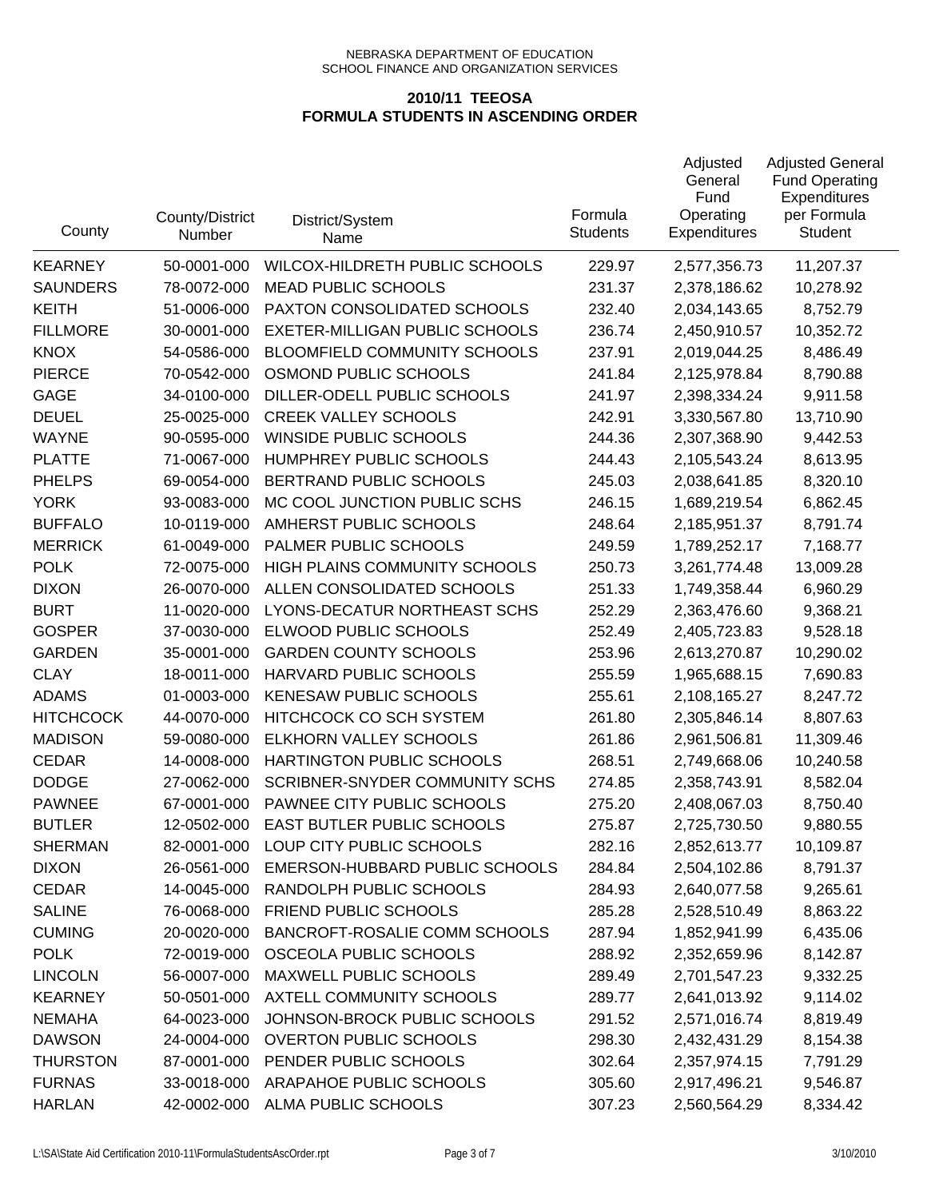NEBRASKA DEPARTMENT OF EDUCATION
SCHOOL FINANCE AND ORGANIZATION SERVICES

## 2010/11 TEEOSA
## FORMULA STUDENTS IN ASCENDING ORDER

| County | County/District Number | District/System Name | Formula Students | Adjusted General Fund Operating Expenditures | Adjusted General Fund Operating Expenditures per Formula Student |
|---|---|---|---|---|---|
| KEARNEY | 50-0001-000 | WILCOX-HILDRETH PUBLIC SCHOOLS | 229.97 | 2,577,356.73 | 11,207.37 |
| SAUNDERS | 78-0072-000 | MEAD PUBLIC SCHOOLS | 231.37 | 2,378,186.62 | 10,278.92 |
| KEITH | 51-0006-000 | PAXTON CONSOLIDATED SCHOOLS | 232.40 | 2,034,143.65 | 8,752.79 |
| FILLMORE | 30-0001-000 | EXETER-MILLIGAN PUBLIC SCHOOLS | 236.74 | 2,450,910.57 | 10,352.72 |
| KNOX | 54-0586-000 | BLOOMFIELD COMMUNITY SCHOOLS | 237.91 | 2,019,044.25 | 8,486.49 |
| PIERCE | 70-0542-000 | OSMOND PUBLIC SCHOOLS | 241.84 | 2,125,978.84 | 8,790.88 |
| GAGE | 34-0100-000 | DILLER-ODELL PUBLIC SCHOOLS | 241.97 | 2,398,334.24 | 9,911.58 |
| DEUEL | 25-0025-000 | CREEK VALLEY SCHOOLS | 242.91 | 3,330,567.80 | 13,710.90 |
| WAYNE | 90-0595-000 | WINSIDE PUBLIC SCHOOLS | 244.36 | 2,307,368.90 | 9,442.53 |
| PLATTE | 71-0067-000 | HUMPHREY PUBLIC SCHOOLS | 244.43 | 2,105,543.24 | 8,613.95 |
| PHELPS | 69-0054-000 | BERTRAND PUBLIC SCHOOLS | 245.03 | 2,038,641.85 | 8,320.10 |
| YORK | 93-0083-000 | MC COOL JUNCTION PUBLIC SCHS | 246.15 | 1,689,219.54 | 6,862.45 |
| BUFFALO | 10-0119-000 | AMHERST PUBLIC SCHOOLS | 248.64 | 2,185,951.37 | 8,791.74 |
| MERRICK | 61-0049-000 | PALMER PUBLIC SCHOOLS | 249.59 | 1,789,252.17 | 7,168.77 |
| POLK | 72-0075-000 | HIGH PLAINS COMMUNITY SCHOOLS | 250.73 | 3,261,774.48 | 13,009.28 |
| DIXON | 26-0070-000 | ALLEN CONSOLIDATED SCHOOLS | 251.33 | 1,749,358.44 | 6,960.29 |
| BURT | 11-0020-000 | LYONS-DECATUR NORTHEAST SCHS | 252.29 | 2,363,476.60 | 9,368.21 |
| GOSPER | 37-0030-000 | ELWOOD PUBLIC SCHOOLS | 252.49 | 2,405,723.83 | 9,528.18 |
| GARDEN | 35-0001-000 | GARDEN COUNTY SCHOOLS | 253.96 | 2,613,270.87 | 10,290.02 |
| CLAY | 18-0011-000 | HARVARD PUBLIC SCHOOLS | 255.59 | 1,965,688.15 | 7,690.83 |
| ADAMS | 01-0003-000 | KENESAW PUBLIC SCHOOLS | 255.61 | 2,108,165.27 | 8,247.72 |
| HITCHCOCK | 44-0070-000 | HITCHCOCK CO SCH SYSTEM | 261.80 | 2,305,846.14 | 8,807.63 |
| MADISON | 59-0080-000 | ELKHORN VALLEY SCHOOLS | 261.86 | 2,961,506.81 | 11,309.46 |
| CEDAR | 14-0008-000 | HARTINGTON PUBLIC SCHOOLS | 268.51 | 2,749,668.06 | 10,240.58 |
| DODGE | 27-0062-000 | SCRIBNER-SNYDER COMMUNITY SCHS | 274.85 | 2,358,743.91 | 8,582.04 |
| PAWNEE | 67-0001-000 | PAWNEE CITY PUBLIC SCHOOLS | 275.20 | 2,408,067.03 | 8,750.40 |
| BUTLER | 12-0502-000 | EAST BUTLER PUBLIC SCHOOLS | 275.87 | 2,725,730.50 | 9,880.55 |
| SHERMAN | 82-0001-000 | LOUP CITY PUBLIC SCHOOLS | 282.16 | 2,852,613.77 | 10,109.87 |
| DIXON | 26-0561-000 | EMERSON-HUBBARD PUBLIC SCHOOLS | 284.84 | 2,504,102.86 | 8,791.37 |
| CEDAR | 14-0045-000 | RANDOLPH PUBLIC SCHOOLS | 284.93 | 2,640,077.58 | 9,265.61 |
| SALINE | 76-0068-000 | FRIEND PUBLIC SCHOOLS | 285.28 | 2,528,510.49 | 8,863.22 |
| CUMING | 20-0020-000 | BANCROFT-ROSALIE COMM SCHOOLS | 287.94 | 1,852,941.99 | 6,435.06 |
| POLK | 72-0019-000 | OSCEOLA PUBLIC SCHOOLS | 288.92 | 2,352,659.96 | 8,142.87 |
| LINCOLN | 56-0007-000 | MAXWELL PUBLIC SCHOOLS | 289.49 | 2,701,547.23 | 9,332.25 |
| KEARNEY | 50-0501-000 | AXTELL COMMUNITY SCHOOLS | 289.77 | 2,641,013.92 | 9,114.02 |
| NEMAHA | 64-0023-000 | JOHNSON-BROCK PUBLIC SCHOOLS | 291.52 | 2,571,016.74 | 8,819.49 |
| DAWSON | 24-0004-000 | OVERTON PUBLIC SCHOOLS | 298.30 | 2,432,431.29 | 8,154.38 |
| THURSTON | 87-0001-000 | PENDER PUBLIC SCHOOLS | 302.64 | 2,357,974.15 | 7,791.29 |
| FURNAS | 33-0018-000 | ARAPAHOE PUBLIC SCHOOLS | 305.60 | 2,917,496.21 | 9,546.87 |
| HARLAN | 42-0002-000 | ALMA PUBLIC SCHOOLS | 307.23 | 2,560,564.29 | 8,334.42 |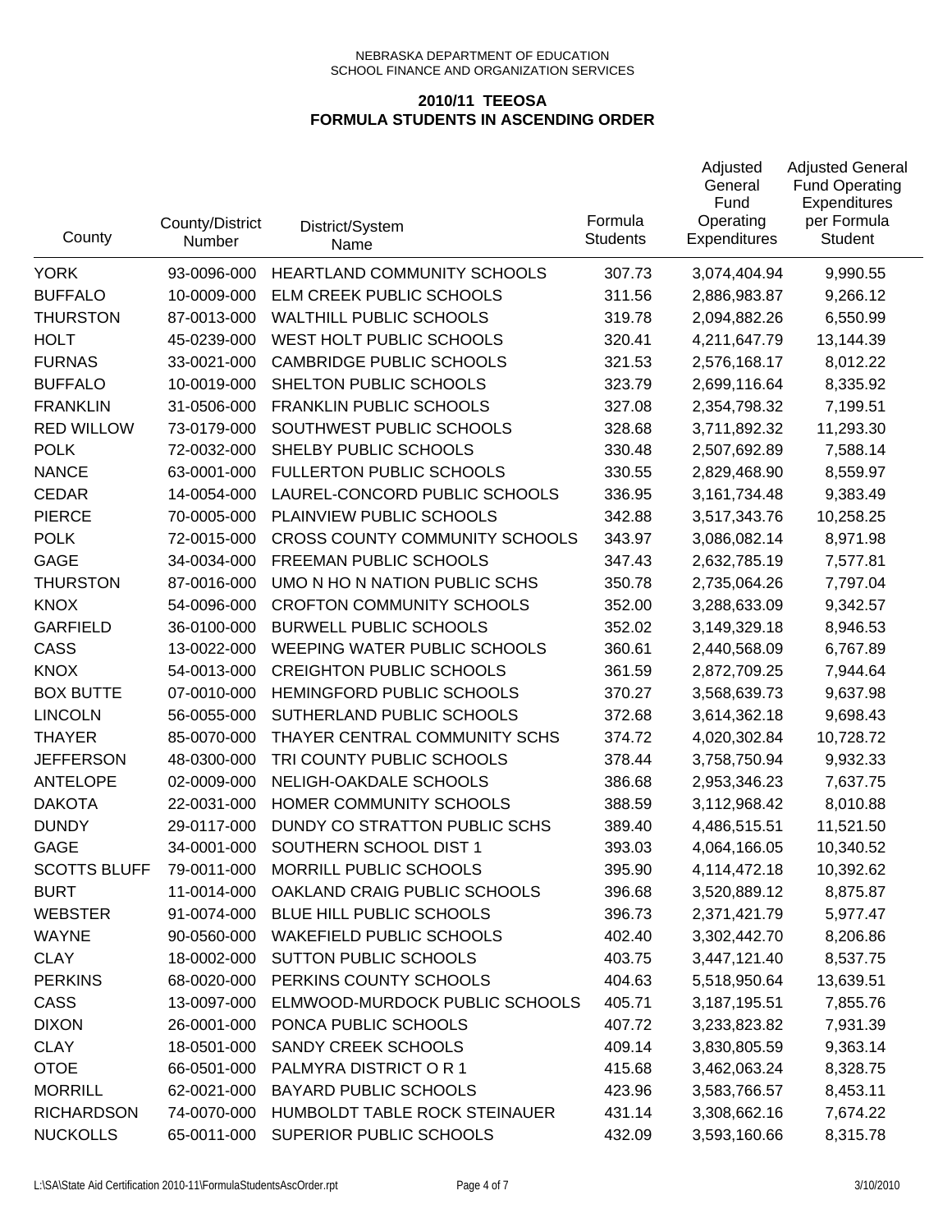NEBRASKA DEPARTMENT OF EDUCATION
SCHOOL FINANCE AND ORGANIZATION SERVICES

## 2010/11 TEEOSA
## FORMULA STUDENTS IN ASCENDING ORDER

| County | County/District Number | District/System Name | Formula Students | Adjusted General Fund Operating Expenditures | Adjusted General Fund Operating Expenditures per Formula Student |
|---|---|---|---|---|---|
| YORK | 93-0096-000 | HEARTLAND COMMUNITY SCHOOLS | 307.73 | 3,074,404.94 | 9,990.55 |
| BUFFALO | 10-0009-000 | ELM CREEK PUBLIC SCHOOLS | 311.56 | 2,886,983.87 | 9,266.12 |
| THURSTON | 87-0013-000 | WALTHILL PUBLIC SCHOOLS | 319.78 | 2,094,882.26 | 6,550.99 |
| HOLT | 45-0239-000 | WEST HOLT PUBLIC SCHOOLS | 320.41 | 4,211,647.79 | 13,144.39 |
| FURNAS | 33-0021-000 | CAMBRIDGE PUBLIC SCHOOLS | 321.53 | 2,576,168.17 | 8,012.22 |
| BUFFALO | 10-0019-000 | SHELTON PUBLIC SCHOOLS | 323.79 | 2,699,116.64 | 8,335.92 |
| FRANKLIN | 31-0506-000 | FRANKLIN PUBLIC SCHOOLS | 327.08 | 2,354,798.32 | 7,199.51 |
| RED WILLOW | 73-0179-000 | SOUTHWEST PUBLIC SCHOOLS | 328.68 | 3,711,892.32 | 11,293.30 |
| POLK | 72-0032-000 | SHELBY PUBLIC SCHOOLS | 330.48 | 2,507,692.89 | 7,588.14 |
| NANCE | 63-0001-000 | FULLERTON PUBLIC SCHOOLS | 330.55 | 2,829,468.90 | 8,559.97 |
| CEDAR | 14-0054-000 | LAUREL-CONCORD PUBLIC SCHOOLS | 336.95 | 3,161,734.48 | 9,383.49 |
| PIERCE | 70-0005-000 | PLAINVIEW PUBLIC SCHOOLS | 342.88 | 3,517,343.76 | 10,258.25 |
| POLK | 72-0015-000 | CROSS COUNTY COMMUNITY SCHOOLS | 343.97 | 3,086,082.14 | 8,971.98 |
| GAGE | 34-0034-000 | FREEMAN PUBLIC SCHOOLS | 347.43 | 2,632,785.19 | 7,577.81 |
| THURSTON | 87-0016-000 | UMO N HO N NATION PUBLIC SCHS | 350.78 | 2,735,064.26 | 7,797.04 |
| KNOX | 54-0096-000 | CROFTON COMMUNITY SCHOOLS | 352.00 | 3,288,633.09 | 9,342.57 |
| GARFIELD | 36-0100-000 | BURWELL PUBLIC SCHOOLS | 352.02 | 3,149,329.18 | 8,946.53 |
| CASS | 13-0022-000 | WEEPING WATER PUBLIC SCHOOLS | 360.61 | 2,440,568.09 | 6,767.89 |
| KNOX | 54-0013-000 | CREIGHTON PUBLIC SCHOOLS | 361.59 | 2,872,709.25 | 7,944.64 |
| BOX BUTTE | 07-0010-000 | HEMINGFORD PUBLIC SCHOOLS | 370.27 | 3,568,639.73 | 9,637.98 |
| LINCOLN | 56-0055-000 | SUTHERLAND PUBLIC SCHOOLS | 372.68 | 3,614,362.18 | 9,698.43 |
| THAYER | 85-0070-000 | THAYER CENTRAL COMMUNITY SCHS | 374.72 | 4,020,302.84 | 10,728.72 |
| JEFFERSON | 48-0300-000 | TRI COUNTY PUBLIC SCHOOLS | 378.44 | 3,758,750.94 | 9,932.33 |
| ANTELOPE | 02-0009-000 | NELIGH-OAKDALE SCHOOLS | 386.68 | 2,953,346.23 | 7,637.75 |
| DAKOTA | 22-0031-000 | HOMER COMMUNITY SCHOOLS | 388.59 | 3,112,968.42 | 8,010.88 |
| DUNDY | 29-0117-000 | DUNDY CO STRATTON PUBLIC SCHS | 389.40 | 4,486,515.51 | 11,521.50 |
| GAGE | 34-0001-000 | SOUTHERN SCHOOL DIST 1 | 393.03 | 4,064,166.05 | 10,340.52 |
| SCOTTS BLUFF | 79-0011-000 | MORRILL PUBLIC SCHOOLS | 395.90 | 4,114,472.18 | 10,392.62 |
| BURT | 11-0014-000 | OAKLAND CRAIG PUBLIC SCHOOLS | 396.68 | 3,520,889.12 | 8,875.87 |
| WEBSTER | 91-0074-000 | BLUE HILL PUBLIC SCHOOLS | 396.73 | 2,371,421.79 | 5,977.47 |
| WAYNE | 90-0560-000 | WAKEFIELD PUBLIC SCHOOLS | 402.40 | 3,302,442.70 | 8,206.86 |
| CLAY | 18-0002-000 | SUTTON PUBLIC SCHOOLS | 403.75 | 3,447,121.40 | 8,537.75 |
| PERKINS | 68-0020-000 | PERKINS COUNTY SCHOOLS | 404.63 | 5,518,950.64 | 13,639.51 |
| CASS | 13-0097-000 | ELMWOOD-MURDOCK PUBLIC SCHOOLS | 405.71 | 3,187,195.51 | 7,855.76 |
| DIXON | 26-0001-000 | PONCA PUBLIC SCHOOLS | 407.72 | 3,233,823.82 | 7,931.39 |
| CLAY | 18-0501-000 | SANDY CREEK SCHOOLS | 409.14 | 3,830,805.59 | 9,363.14 |
| OTOE | 66-0501-000 | PALMYRA DISTRICT O R 1 | 415.68 | 3,462,063.24 | 8,328.75 |
| MORRILL | 62-0021-000 | BAYARD PUBLIC SCHOOLS | 423.96 | 3,583,766.57 | 8,453.11 |
| RICHARDSON | 74-0070-000 | HUMBOLDT TABLE ROCK STEINAUER | 431.14 | 3,308,662.16 | 7,674.22 |
| NUCKOLLS | 65-0011-000 | SUPERIOR PUBLIC SCHOOLS | 432.09 | 3,593,160.66 | 8,315.78 |

L:\SA\State Aid Certification 2010-11\FormulaStudentsAscOrder.rpt 3/10/2010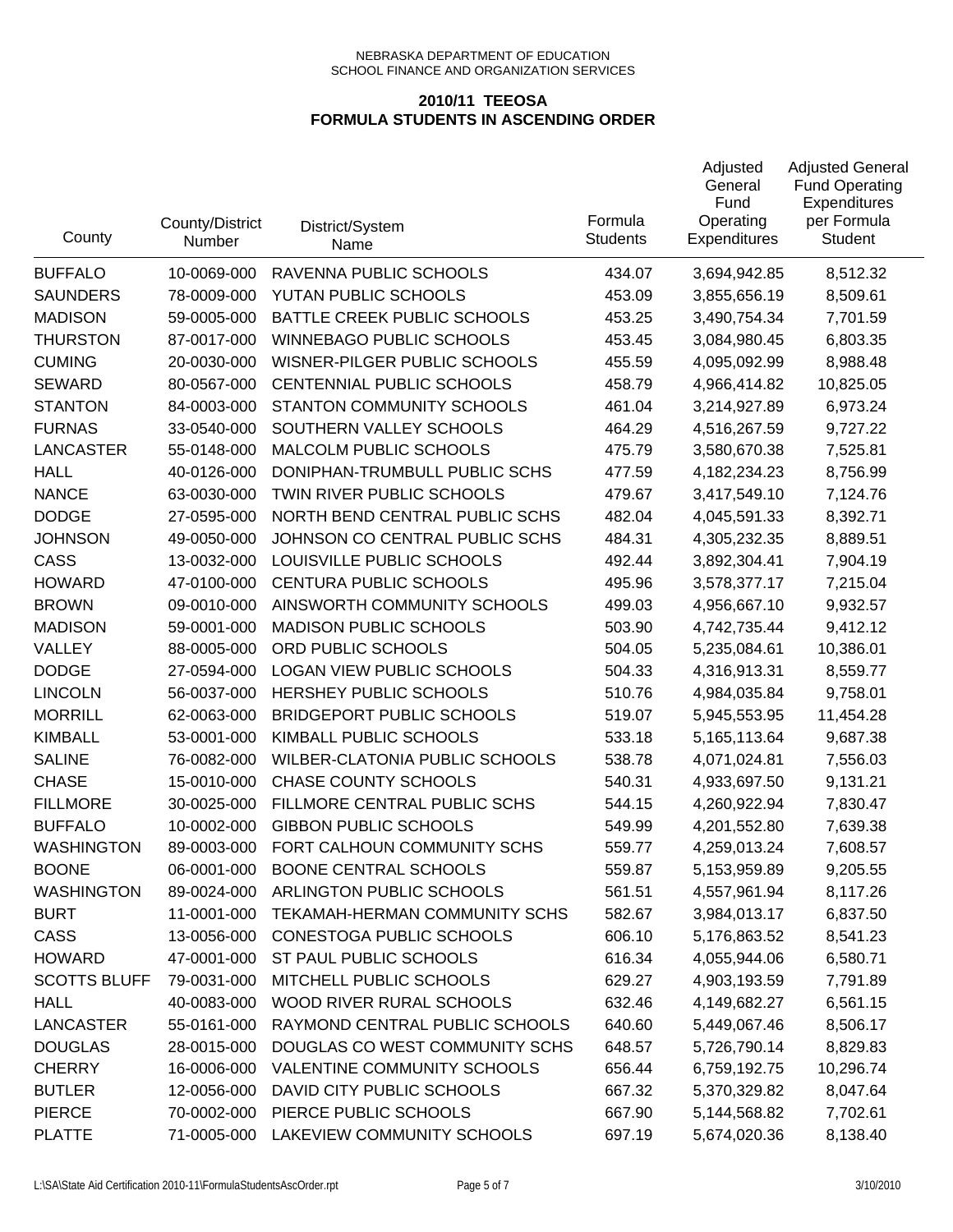NEBRASKA DEPARTMENT OF EDUCATION
SCHOOL FINANCE AND ORGANIZATION SERVICES

## 2010/11 TEEOSA
## FORMULA STUDENTS IN ASCENDING ORDER

| County | County/District Number | District/System Name | Formula Students | Adjusted General Fund Operating Expenditures | Adjusted General Fund Operating Expenditures per Formula Student |
|---|---|---|---|---|---|
| BUFFALO | 10-0069-000 | RAVENNA PUBLIC SCHOOLS | 434.07 | 3,694,942.85 | 8,512.32 |
| SAUNDERS | 78-0009-000 | YUTAN PUBLIC SCHOOLS | 453.09 | 3,855,656.19 | 8,509.61 |
| MADISON | 59-0005-000 | BATTLE CREEK PUBLIC SCHOOLS | 453.25 | 3,490,754.34 | 7,701.59 |
| THURSTON | 87-0017-000 | WINNEBAGO PUBLIC SCHOOLS | 453.45 | 3,084,980.45 | 6,803.35 |
| CUMING | 20-0030-000 | WISNER-PILGER PUBLIC SCHOOLS | 455.59 | 4,095,092.99 | 8,988.48 |
| SEWARD | 80-0567-000 | CENTENNIAL PUBLIC SCHOOLS | 458.79 | 4,966,414.82 | 10,825.05 |
| STANTON | 84-0003-000 | STANTON COMMUNITY SCHOOLS | 461.04 | 3,214,927.89 | 6,973.24 |
| FURNAS | 33-0540-000 | SOUTHERN VALLEY SCHOOLS | 464.29 | 4,516,267.59 | 9,727.22 |
| LANCASTER | 55-0148-000 | MALCOLM PUBLIC SCHOOLS | 475.79 | 3,580,670.38 | 7,525.81 |
| HALL | 40-0126-000 | DONIPHAN-TRUMBULL PUBLIC SCHS | 477.59 | 4,182,234.23 | 8,756.99 |
| NANCE | 63-0030-000 | TWIN RIVER PUBLIC SCHOOLS | 479.67 | 3,417,549.10 | 7,124.76 |
| DODGE | 27-0595-000 | NORTH BEND CENTRAL PUBLIC SCHS | 482.04 | 4,045,591.33 | 8,392.71 |
| JOHNSON | 49-0050-000 | JOHNSON CO CENTRAL PUBLIC SCHS | 484.31 | 4,305,232.35 | 8,889.51 |
| CASS | 13-0032-000 | LOUISVILLE PUBLIC SCHOOLS | 492.44 | 3,892,304.41 | 7,904.19 |
| HOWARD | 47-0100-000 | CENTURA PUBLIC SCHOOLS | 495.96 | 3,578,377.17 | 7,215.04 |
| BROWN | 09-0010-000 | AINSWORTH COMMUNITY SCHOOLS | 499.03 | 4,956,667.10 | 9,932.57 |
| MADISON | 59-0001-000 | MADISON PUBLIC SCHOOLS | 503.90 | 4,742,735.44 | 9,412.12 |
| VALLEY | 88-0005-000 | ORD PUBLIC SCHOOLS | 504.05 | 5,235,084.61 | 10,386.01 |
| DODGE | 27-0594-000 | LOGAN VIEW PUBLIC SCHOOLS | 504.33 | 4,316,913.31 | 8,559.77 |
| LINCOLN | 56-0037-000 | HERSHEY PUBLIC SCHOOLS | 510.76 | 4,984,035.84 | 9,758.01 |
| MORRILL | 62-0063-000 | BRIDGEPORT PUBLIC SCHOOLS | 519.07 | 5,945,553.95 | 11,454.28 |
| KIMBALL | 53-0001-000 | KIMBALL PUBLIC SCHOOLS | 533.18 | 5,165,113.64 | 9,687.38 |
| SALINE | 76-0082-000 | WILBER-CLATONIA PUBLIC SCHOOLS | 538.78 | 4,071,024.81 | 7,556.03 |
| CHASE | 15-0010-000 | CHASE COUNTY SCHOOLS | 540.31 | 4,933,697.50 | 9,131.21 |
| FILLMORE | 30-0025-000 | FILLMORE CENTRAL PUBLIC SCHS | 544.15 | 4,260,922.94 | 7,830.47 |
| BUFFALO | 10-0002-000 | GIBBON PUBLIC SCHOOLS | 549.99 | 4,201,552.80 | 7,639.38 |
| WASHINGTON | 89-0003-000 | FORT CALHOUN COMMUNITY SCHS | 559.77 | 4,259,013.24 | 7,608.57 |
| BOONE | 06-0001-000 | BOONE CENTRAL SCHOOLS | 559.87 | 5,153,959.89 | 9,205.55 |
| WASHINGTON | 89-0024-000 | ARLINGTON PUBLIC SCHOOLS | 561.51 | 4,557,961.94 | 8,117.26 |
| BURT | 11-0001-000 | TEKAMAH-HERMAN COMMUNITY SCHS | 582.67 | 3,984,013.17 | 6,837.50 |
| CASS | 13-0056-000 | CONESTOGA PUBLIC SCHOOLS | 606.10 | 5,176,863.52 | 8,541.23 |
| HOWARD | 47-0001-000 | ST PAUL PUBLIC SCHOOLS | 616.34 | 4,055,944.06 | 6,580.71 |
| SCOTTS BLUFF | 79-0031-000 | MITCHELL PUBLIC SCHOOLS | 629.27 | 4,903,193.59 | 7,791.89 |
| HALL | 40-0083-000 | WOOD RIVER RURAL SCHOOLS | 632.46 | 4,149,682.27 | 6,561.15 |
| LANCASTER | 55-0161-000 | RAYMOND CENTRAL PUBLIC SCHOOLS | 640.60 | 5,449,067.46 | 8,506.17 |
| DOUGLAS | 28-0015-000 | DOUGLAS CO WEST COMMUNITY SCHS | 648.57 | 5,726,790.14 | 8,829.83 |
| CHERRY | 16-0006-000 | VALENTINE COMMUNITY SCHOOLS | 656.44 | 6,759,192.75 | 10,296.74 |
| BUTLER | 12-0056-000 | DAVID CITY PUBLIC SCHOOLS | 667.32 | 5,370,329.82 | 8,047.64 |
| PIERCE | 70-0002-000 | PIERCE PUBLIC SCHOOLS | 667.90 | 5,144,568.82 | 7,702.61 |
| PLATTE | 71-0005-000 | LAKEVIEW COMMUNITY SCHOOLS | 697.19 | 5,674,020.36 | 8,138.40 |

L:\SA\State Aid Certification 2010-11\FormulaStudentsAscOrder.rpt 3/10/2010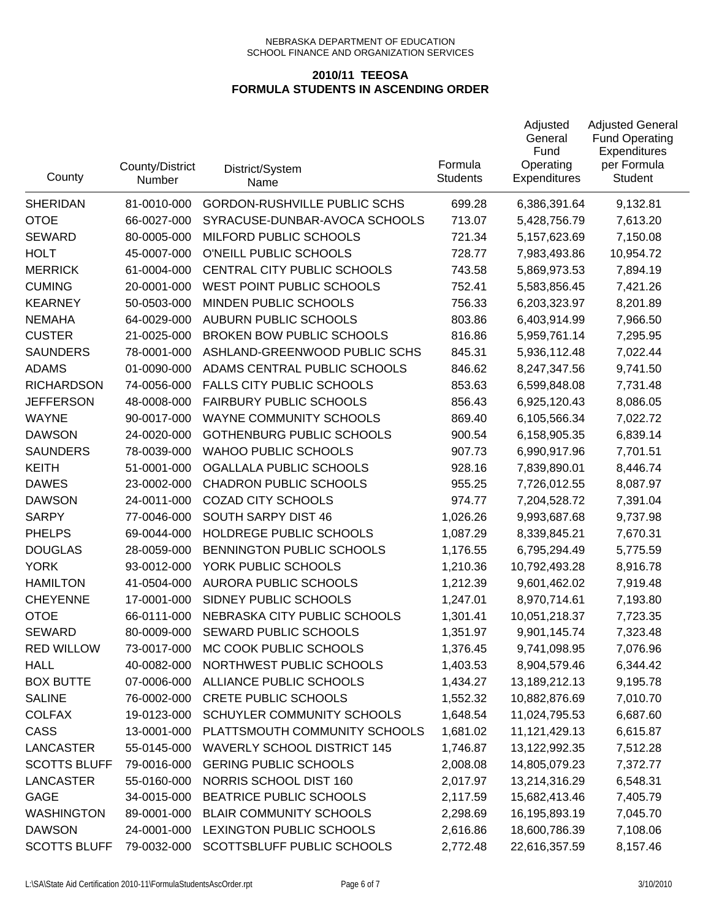NEBRASKA DEPARTMENT OF EDUCATION
SCHOOL FINANCE AND ORGANIZATION SERVICES

## 2010/11 TEEOSA
## FORMULA STUDENTS IN ASCENDING ORDER

| County | County/District Number | District/System Name | Formula Students | Adjusted General Fund Operating Expenditures | Adjusted General Fund Operating Expenditures per Formula Student |
|---|---|---|---|---|---|
| SHERIDAN | 81-0010-000 | GORDON-RUSHVILLE PUBLIC SCHS | 699.28 | 6,386,391.64 | 9,132.81 |
| OTOE | 66-0027-000 | SYRACUSE-DUNBAR-AVOCA SCHOOLS | 713.07 | 5,428,756.79 | 7,613.20 |
| SEWARD | 80-0005-000 | MILFORD PUBLIC SCHOOLS | 721.34 | 5,157,623.69 | 7,150.08 |
| HOLT | 45-0007-000 | O'NEILL PUBLIC SCHOOLS | 728.77 | 7,983,493.86 | 10,954.72 |
| MERRICK | 61-0004-000 | CENTRAL CITY PUBLIC SCHOOLS | 743.58 | 5,869,973.53 | 7,894.19 |
| CUMING | 20-0001-000 | WEST POINT PUBLIC SCHOOLS | 752.41 | 5,583,856.45 | 7,421.26 |
| KEARNEY | 50-0503-000 | MINDEN PUBLIC SCHOOLS | 756.33 | 6,203,323.97 | 8,201.89 |
| NEMAHA | 64-0029-000 | AUBURN PUBLIC SCHOOLS | 803.86 | 6,403,914.99 | 7,966.50 |
| CUSTER | 21-0025-000 | BROKEN BOW PUBLIC SCHOOLS | 816.86 | 5,959,761.14 | 7,295.95 |
| SAUNDERS | 78-0001-000 | ASHLAND-GREENWOOD PUBLIC SCHS | 845.31 | 5,936,112.48 | 7,022.44 |
| ADAMS | 01-0090-000 | ADAMS CENTRAL PUBLIC SCHOOLS | 846.62 | 8,247,347.56 | 9,741.50 |
| RICHARDSON | 74-0056-000 | FALLS CITY PUBLIC SCHOOLS | 853.63 | 6,599,848.08 | 7,731.48 |
| JEFFERSON | 48-0008-000 | FAIRBURY PUBLIC SCHOOLS | 856.43 | 6,925,120.43 | 8,086.05 |
| WAYNE | 90-0017-000 | WAYNE COMMUNITY SCHOOLS | 869.40 | 6,105,566.34 | 7,022.72 |
| DAWSON | 24-0020-000 | GOTHENBURG PUBLIC SCHOOLS | 900.54 | 6,158,905.35 | 6,839.14 |
| SAUNDERS | 78-0039-000 | WAHOO PUBLIC SCHOOLS | 907.73 | 6,990,917.96 | 7,701.51 |
| KEITH | 51-0001-000 | OGALLALA PUBLIC SCHOOLS | 928.16 | 7,839,890.01 | 8,446.74 |
| DAWES | 23-0002-000 | CHADRON PUBLIC SCHOOLS | 955.25 | 7,726,012.55 | 8,087.97 |
| DAWSON | 24-0011-000 | COZAD CITY SCHOOLS | 974.77 | 7,204,528.72 | 7,391.04 |
| SARPY | 77-0046-000 | SOUTH SARPY DIST 46 | 1,026.26 | 9,993,687.68 | 9,737.98 |
| PHELPS | 69-0044-000 | HOLDREGE PUBLIC SCHOOLS | 1,087.29 | 8,339,845.21 | 7,670.31 |
| DOUGLAS | 28-0059-000 | BENNINGTON PUBLIC SCHOOLS | 1,176.55 | 6,795,294.49 | 5,775.59 |
| YORK | 93-0012-000 | YORK PUBLIC SCHOOLS | 1,210.36 | 10,792,493.28 | 8,916.78 |
| HAMILTON | 41-0504-000 | AURORA PUBLIC SCHOOLS | 1,212.39 | 9,601,462.02 | 7,919.48 |
| CHEYENNE | 17-0001-000 | SIDNEY PUBLIC SCHOOLS | 1,247.01 | 8,970,714.61 | 7,193.80 |
| OTOE | 66-0111-000 | NEBRASKA CITY PUBLIC SCHOOLS | 1,301.41 | 10,051,218.37 | 7,723.35 |
| SEWARD | 80-0009-000 | SEWARD PUBLIC SCHOOLS | 1,351.97 | 9,901,145.74 | 7,323.48 |
| RED WILLOW | 73-0017-000 | MC COOK PUBLIC SCHOOLS | 1,376.45 | 9,741,098.95 | 7,076.96 |
| HALL | 40-0082-000 | NORTHWEST PUBLIC SCHOOLS | 1,403.53 | 8,904,579.46 | 6,344.42 |
| BOX BUTTE | 07-0006-000 | ALLIANCE PUBLIC SCHOOLS | 1,434.27 | 13,189,212.13 | 9,195.78 |
| SALINE | 76-0002-000 | CRETE PUBLIC SCHOOLS | 1,552.32 | 10,882,876.69 | 7,010.70 |
| COLFAX | 19-0123-000 | SCHUYLER COMMUNITY SCHOOLS | 1,648.54 | 11,024,795.53 | 6,687.60 |
| CASS | 13-0001-000 | PLATTSMOUTH COMMUNITY SCHOOLS | 1,681.02 | 11,121,429.13 | 6,615.87 |
| LANCASTER | 55-0145-000 | WAVERLY SCHOOL DISTRICT 145 | 1,746.87 | 13,122,992.35 | 7,512.28 |
| SCOTTS BLUFF | 79-0016-000 | GERING PUBLIC SCHOOLS | 2,008.08 | 14,805,079.23 | 7,372.77 |
| LANCASTER | 55-0160-000 | NORRIS SCHOOL DIST 160 | 2,017.97 | 13,214,316.29 | 6,548.31 |
| GAGE | 34-0015-000 | BEATRICE PUBLIC SCHOOLS | 2,117.59 | 15,682,413.46 | 7,405.79 |
| WASHINGTON | 89-0001-000 | BLAIR COMMUNITY SCHOOLS | 2,298.69 | 16,195,893.19 | 7,045.70 |
| DAWSON | 24-0001-000 | LEXINGTON PUBLIC SCHOOLS | 2,616.86 | 18,600,786.39 | 7,108.06 |
| SCOTTS BLUFF | 79-0032-000 | SCOTTSBLUFF PUBLIC SCHOOLS | 2,772.48 | 22,616,357.59 | 8,157.46 |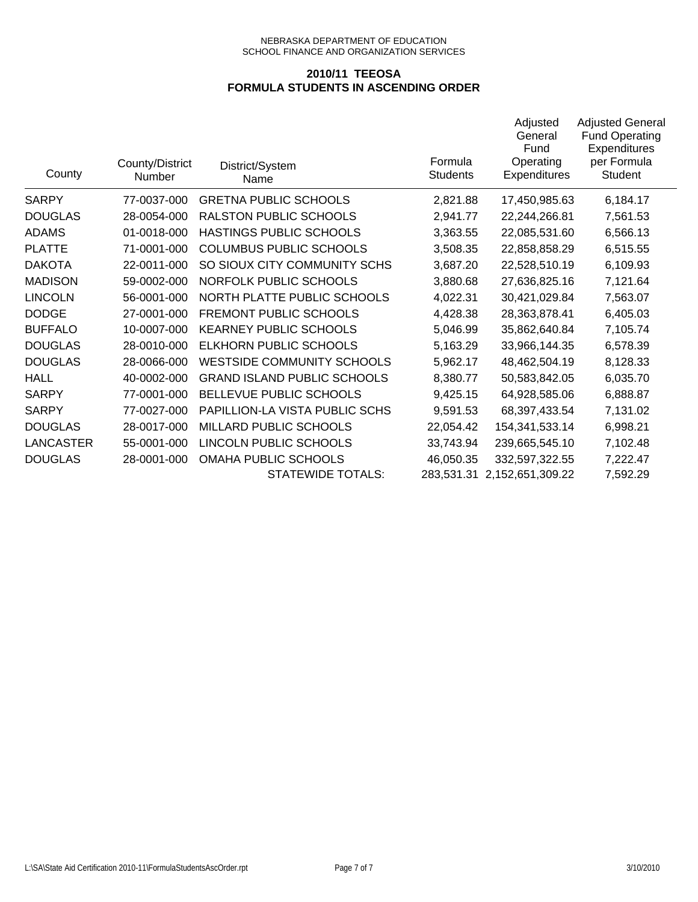NEBRASKA DEPARTMENT OF EDUCATION
SCHOOL FINANCE AND ORGANIZATION SERVICES

## 2010/11 TEEOSA
## FORMULA STUDENTS IN ASCENDING ORDER

| County | County/District Number | District/System Name | Formula Students | Adjusted General Fund Operating Expenditures | Adjusted General Fund Operating Expenditures per Formula Student |
|---|---|---|---|---|---|
| SARPY | 77-0037-000 | GRETNA PUBLIC SCHOOLS | 2,821.88 | 17,450,985.63 | 6,184.17 |
| DOUGLAS | 28-0054-000 | RALSTON PUBLIC SCHOOLS | 2,941.77 | 22,244,266.81 | 7,561.53 |
| ADAMS | 01-0018-000 | HASTINGS PUBLIC SCHOOLS | 3,363.55 | 22,085,531.60 | 6,566.13 |
| PLATTE | 71-0001-000 | COLUMBUS PUBLIC SCHOOLS | 3,508.35 | 22,858,858.29 | 6,515.55 |
| DAKOTA | 22-0011-000 | SO SIOUX CITY COMMUNITY SCHS | 3,687.20 | 22,528,510.19 | 6,109.93 |
| MADISON | 59-0002-000 | NORFOLK PUBLIC SCHOOLS | 3,880.68 | 27,636,825.16 | 7,121.64 |
| LINCOLN | 56-0001-000 | NORTH PLATTE PUBLIC SCHOOLS | 4,022.31 | 30,421,029.84 | 7,563.07 |
| DODGE | 27-0001-000 | FREMONT PUBLIC SCHOOLS | 4,428.38 | 28,363,878.41 | 6,405.03 |
| BUFFALO | 10-0007-000 | KEARNEY PUBLIC SCHOOLS | 5,046.99 | 35,862,640.84 | 7,105.74 |
| DOUGLAS | 28-0010-000 | ELKHORN PUBLIC SCHOOLS | 5,163.29 | 33,966,144.35 | 6,578.39 |
| DOUGLAS | 28-0066-000 | WESTSIDE COMMUNITY SCHOOLS | 5,962.17 | 48,462,504.19 | 8,128.33 |
| HALL | 40-0002-000 | GRAND ISLAND PUBLIC SCHOOLS | 8,380.77 | 50,583,842.05 | 6,035.70 |
| SARPY | 77-0001-000 | BELLEVUE PUBLIC SCHOOLS | 9,425.15 | 64,928,585.06 | 6,888.87 |
| SARPY | 77-0027-000 | PAPILLION-LA VISTA PUBLIC SCHS | 9,591.53 | 68,397,433.54 | 7,131.02 |
| DOUGLAS | 28-0017-000 | MILLARD PUBLIC SCHOOLS | 22,054.42 | 154,341,533.14 | 6,998.21 |
| LANCASTER | 55-0001-000 | LINCOLN PUBLIC SCHOOLS | 33,743.94 | 239,665,545.10 | 7,102.48 |
| DOUGLAS | 28-0001-000 | OMAHA PUBLIC SCHOOLS | 46,050.35 | 332,597,322.55 | 7,222.47 |
| | | STATEWIDE TOTALS: | 283,531.31 | 2,152,651,309.22 | 7,592.29 |

L:\SA\State Aid Certification 2010-11\FormulaStudentsAscOrder.rpt 3/10/2010